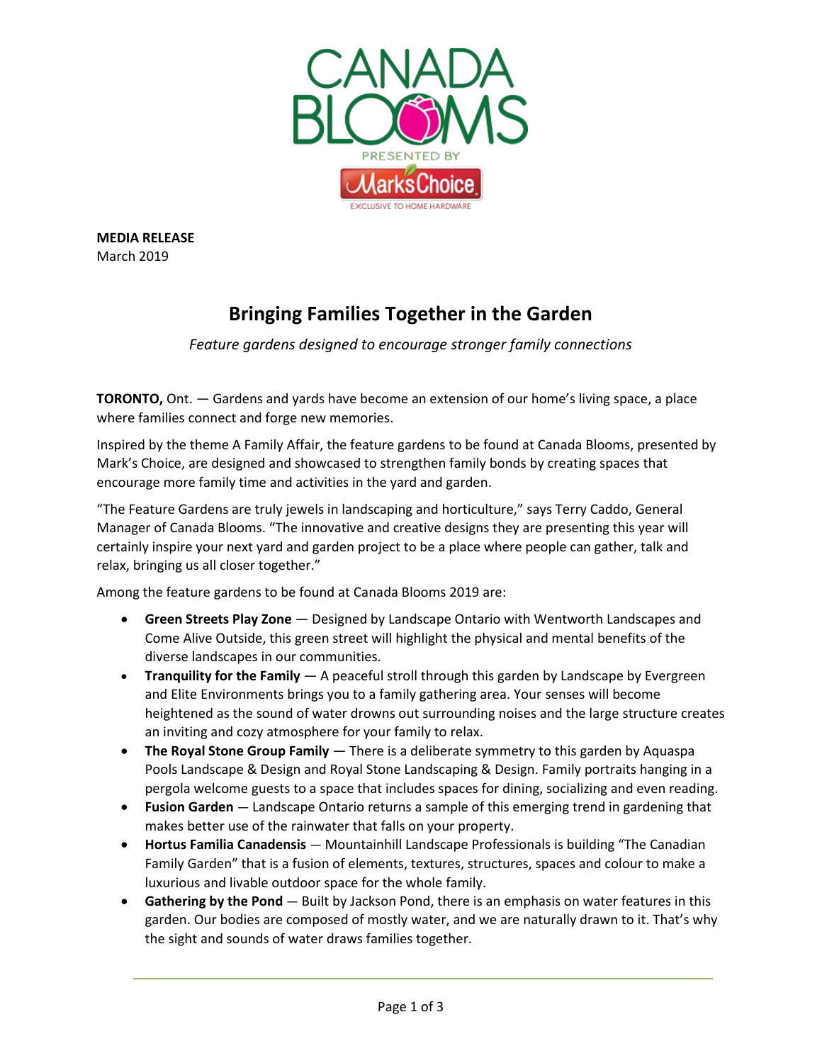**MEDIA RELEASE**
March 2019

# Bringing Families Together in the Garden

*Feature gardens designed to encourage stronger family connections*

**TORONTO,** Ont. — Gardens and yards have become an extension of our home's living space, a place where families connect and forge new memories.

Inspired by the theme A Family Affair, the feature gardens to be found at Canada Blooms, presented by Mark's Choice, are designed and showcased to strengthen family bonds by creating spaces that encourage more family time and activities in the yard and garden.

"The Feature Gardens are truly jewels in landscaping and horticulture," says Terry Caddo, General Manager of Canada Blooms. "The innovative and creative designs they are presenting this year will certainly inspire your next yard and garden project to be a place where people can gather, talk and relax, bringing us all closer together."

Among the feature gardens to be found at Canada Blooms 2019 are:

- **Green Streets Play Zone** — Designed by Landscape Ontario with Wentworth Landscapes and Come Alive Outside, this green street will highlight the physical and mental benefits of the diverse landscapes in our communities.
- **Tranquility for the Family** — A peaceful stroll through this garden by Landscape by Evergreen and Elite Environments brings you to a family gathering area. Your senses will become heightened as the sound of water drowns out surrounding noises and the large structure creates an inviting and cozy atmosphere for your family to relax.
- **The Royal Stone Group Family** — There is a deliberate symmetry to this garden by Aquaspa Pools Landscape & Design and Royal Stone Landscaping & Design. Family portraits hanging in a pergola welcome guests to a space that includes spaces for dining, socializing and even reading.
- **Fusion Garden** — Landscape Ontario returns a sample of this emerging trend in gardening that makes better use of the rainwater that falls on your property.
- **Hortus Familia Canadensis** — Mountainhill Landscape Professionals is building "The Canadian Family Garden" that is a fusion of elements, textures, structures, spaces and colour to make a luxurious and livable outdoor space for the whole family.
- **Gathering by the Pond** — Built by Jackson Pond, there is an emphasis on water features in this garden. Our bodies are composed of mostly water, and we are naturally drawn to it. That's why the sight and sounds of water draws families together.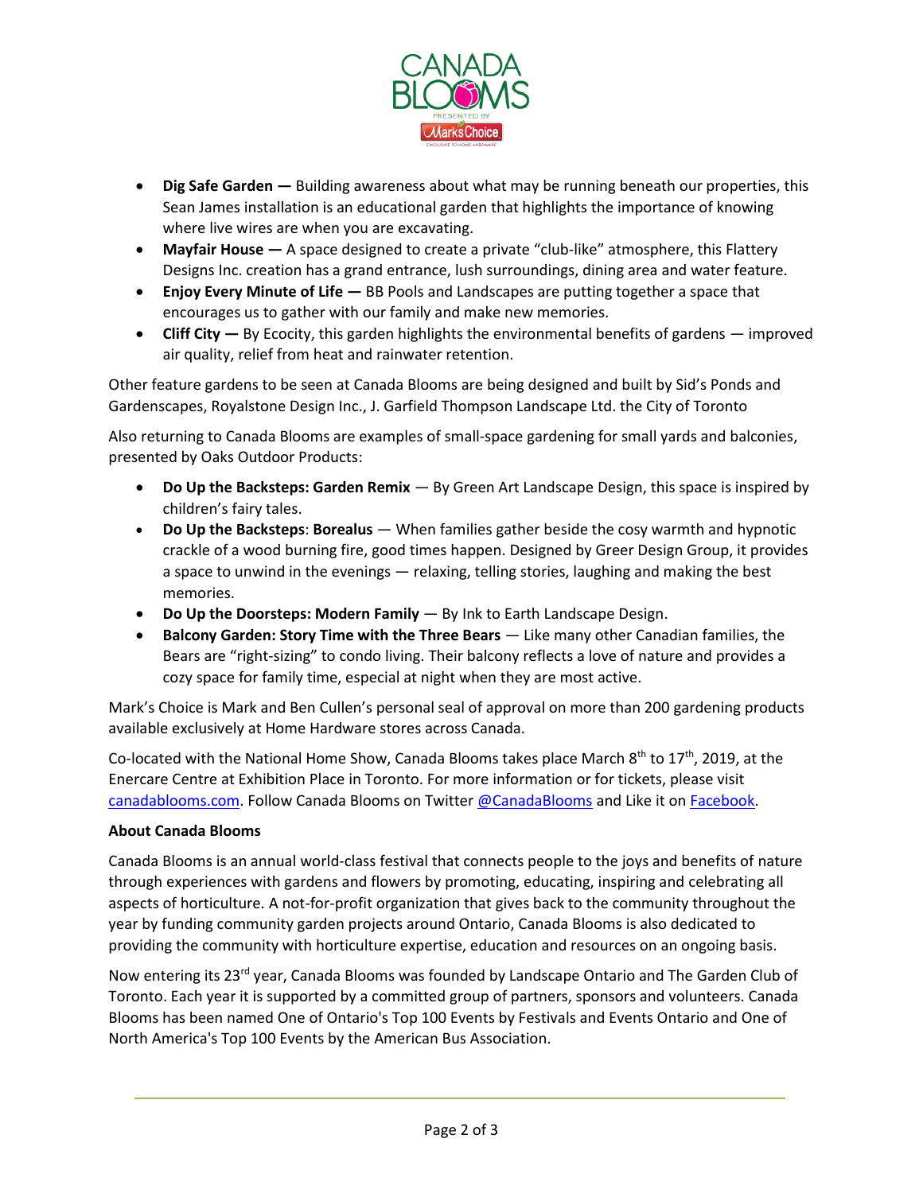- **Dig Safe Garden —** Building awareness about what may be running beneath our properties, this Sean James installation is an educational garden that highlights the importance of knowing where live wires are when you are excavating.
- **Mayfair House —** A space designed to create a private "club-like" atmosphere, this Flattery Designs Inc. creation has a grand entrance, lush surroundings, dining area and water feature.
- **Enjoy Every Minute of Life —** BB Pools and Landscapes are putting together a space that encourages us to gather with our family and make new memories.
- **Cliff City —** By Ecocity, this garden highlights the environmental benefits of gardens — improved air quality, relief from heat and rainwater retention.

Other feature gardens to be seen at Canada Blooms are being designed and built by Sid's Ponds and Gardenscapes, Royalstone Design Inc., J. Garfield Thompson Landscape Ltd. the City of Toronto

Also returning to Canada Blooms are examples of small-space gardening for small yards and balconies, presented by Oaks Outdoor Products:

- **Do Up the Backsteps: Garden Remix** — By Green Art Landscape Design, this space is inspired by children's fairy tales.
- **Do Up the Backsteps**: **Borealus** — When families gather beside the cosy warmth and hypnotic crackle of a wood burning fire, good times happen. Designed by Greer Design Group, it provides a space to unwind in the evenings — relaxing, telling stories, laughing and making the best memories.
- **Do Up the Doorsteps: Modern Family** — By Ink to Earth Landscape Design.
- **Balcony Garden: Story Time with the Three Bears** — Like many other Canadian families, the Bears are "right-sizing" to condo living. Their balcony reflects a love of nature and provides a cozy space for family time, especial at night when they are most active.

Mark's Choice is Mark and Ben Cullen's personal seal of approval on more than 200 gardening products available exclusively at Home Hardware stores across Canada.

Co-located with the National Home Show, Canada Blooms takes place March 8th to 17th, 2019, at the Enercare Centre at Exhibition Place in Toronto. For more information or for tickets, please visit canadablooms.com. Follow Canada Blooms on Twitter @CanadaBlooms and Like it on Facebook.

**About Canada Blooms**

Canada Blooms is an annual world-class festival that connects people to the joys and benefits of nature through experiences with gardens and flowers by promoting, educating, inspiring and celebrating all aspects of horticulture. A not-for-profit organization that gives back to the community throughout the year by funding community garden projects around Ontario, Canada Blooms is also dedicated to providing the community with horticulture expertise, education and resources on an ongoing basis.

Now entering its 23rd year, Canada Blooms was founded by Landscape Ontario and The Garden Club of Toronto. Each year it is supported by a committed group of partners, sponsors and volunteers. Canada Blooms has been named One of Ontario's Top 100 Events by Festivals and Events Ontario and One of North America's Top 100 Events by the American Bus Association.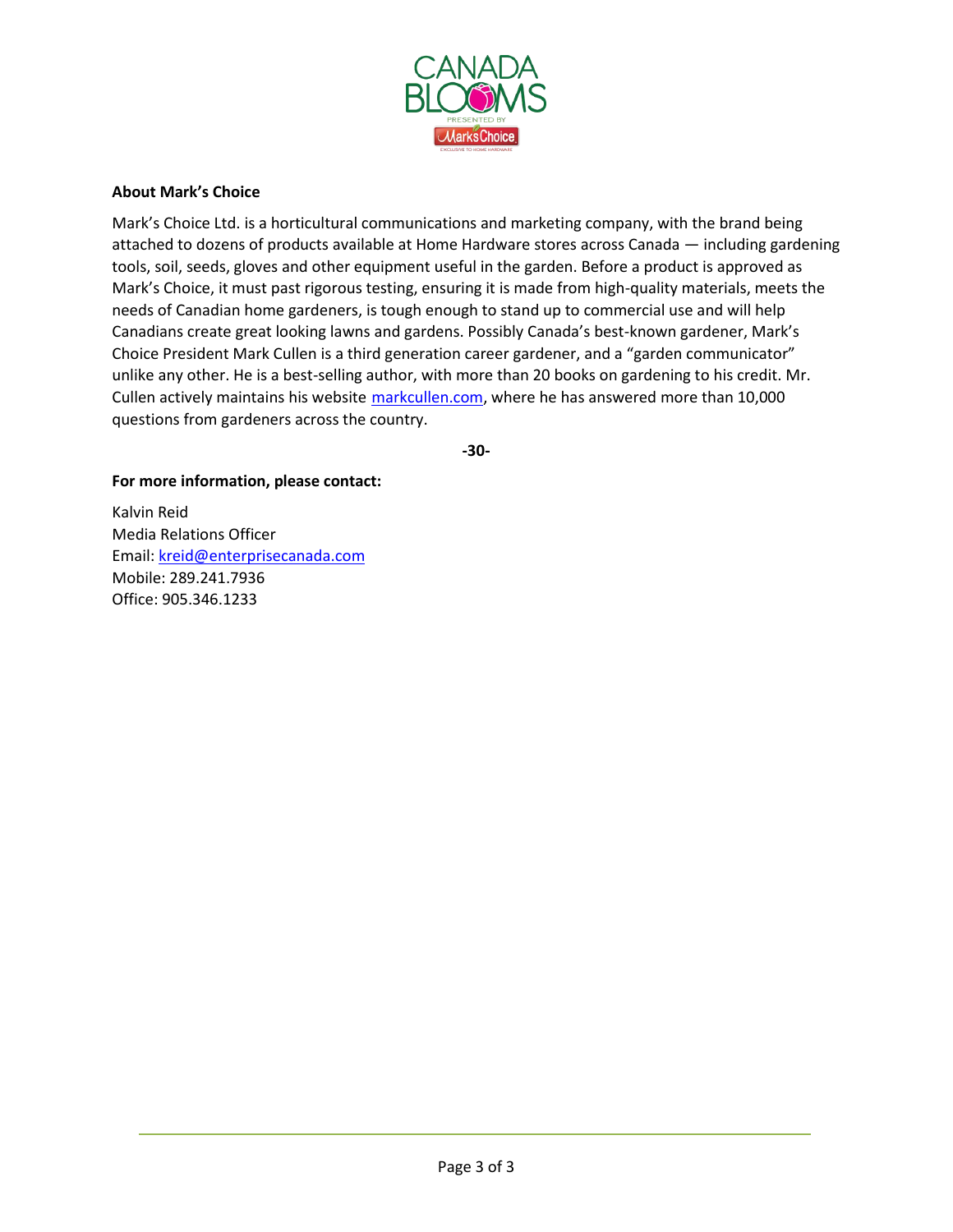**About Mark's Choice**

Mark's Choice Ltd. is a horticultural communications and marketing company, with the brand being attached to dozens of products available at Home Hardware stores across Canada — including gardening tools, soil, seeds, gloves and other equipment useful in the garden. Before a product is approved as Mark's Choice, it must past rigorous testing, ensuring it is made from high-quality materials, meets the needs of Canadian home gardeners, is tough enough to stand up to commercial use and will help Canadians create great looking lawns and gardens. Possibly Canada's best-known gardener, Mark's Choice President Mark Cullen is a third generation career gardener, and a "garden communicator" unlike any other. He is a best-selling author, with more than 20 books on gardening to his credit. Mr. Cullen actively maintains his website markcullen.com, where he has answered more than 10,000 questions from gardeners across the country.

**-30-**

**For more information, please contact:**

Kalvin Reid
Media Relations Officer
Email: kreid@enterprisecanada.com
Mobile: 289.241.7936
Office: 905.346.1233